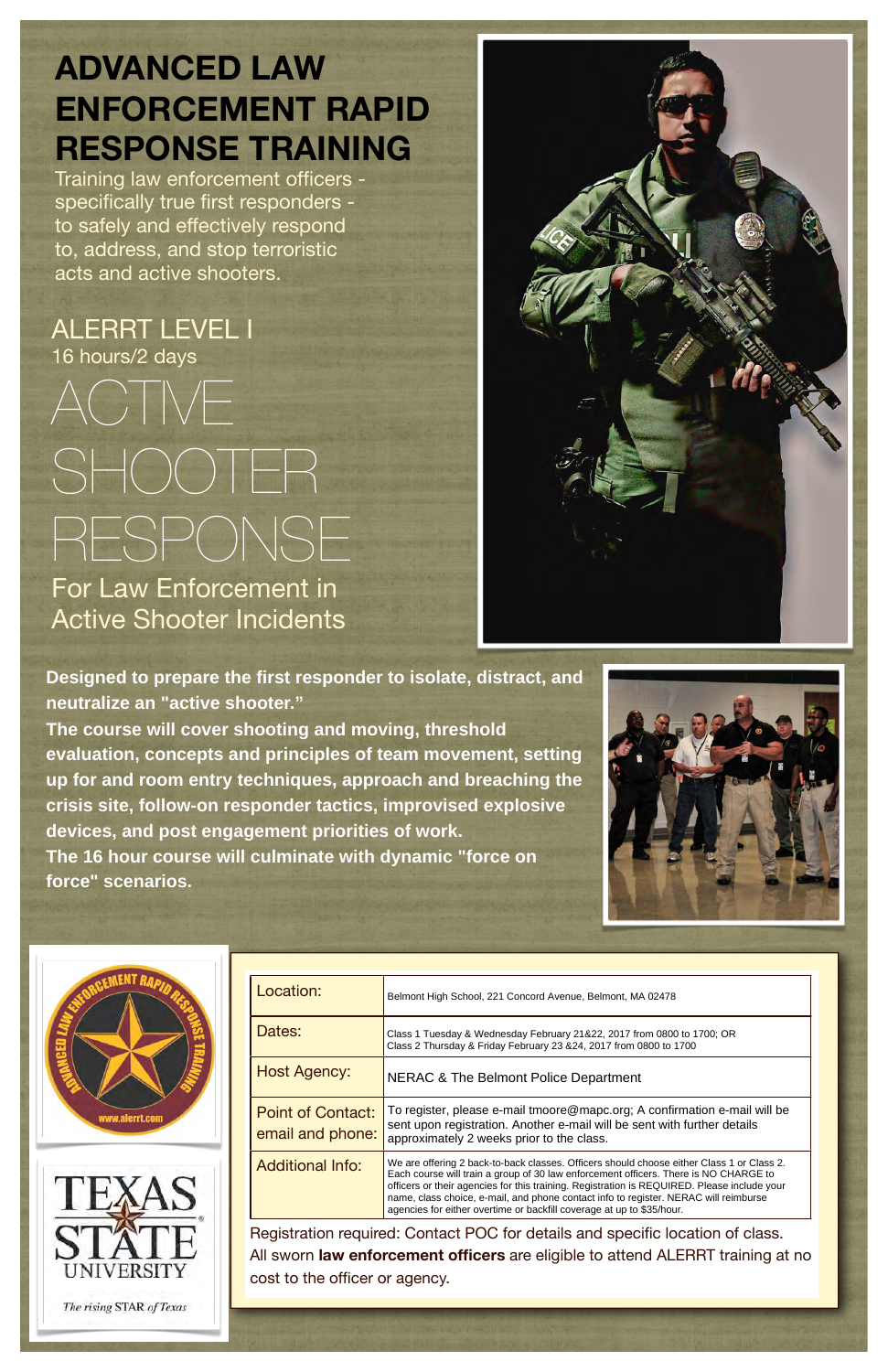# ADVANCED LAW ENFORCEMENT RAPID RESPONSE TRAINING

Training law enforcement officers - specifically true first responders - to safely and effectively respond to, address, and stop terroristic acts and active shooters.

## ALERRT LEVEL I

16 hours/2 days

# ACTIVE SHOOTER RESPONSE

For Law Enforcement in Active Shooter Incidents

**Designed to prepare the first responder to isolate, distract, and neutralize an "active shooter."**

**The course will cover shooting and moving, threshold evaluation, concepts and principles of team movement, setting up for and room entry techniques, approach and breaching the crisis site, follow-on responder tactics, improvised explosive devices, and post engagement priorities of work.**

**The 16 hour course will culminate with dynamic "force on force" scenarios.**

ADVANCED LAW ENFORCEMENT RAPID RESPONSE TRAINING
www.alerrt.com

TEXAS STATE UNIVERSITY
*The rising STAR of Texas*

| | |
|---|---|
| Location: | Belmont High School, 221 Concord Avenue, Belmont, MA 02478 |
| Dates: | Class 1 Tuesday & Wednesday February 21&22, 2017 from 0800 to 1700; OR Class 2 Thursday & Friday February 23 &24, 2017 from 0800 to 1700 |
| Host Agency: | NERAC & The Belmont Police Department |
| Point of Contact: email and phone: | To register, please e-mail tmoore@mapc.org; A confirmation e-mail will be sent upon registration. Another e-mail will be sent with further details approximately 2 weeks prior to the class. |
| Additional Info: | We are offering 2 back-to-back classes. Officers should choose either Class 1 or Class 2. Each course will train a group of 30 law enforcement officers. There is NO CHARGE to officers or their agencies for this training. Registration is REQUIRED. Please include your name, class choice, e-mail, and phone contact info to register. NERAC will reimburse agencies for either overtime or backfill coverage at up to $35/hour. |

Registration required: Contact POC for details and specific location of class.
All sworn **law enforcement officers** are eligible to attend ALERRT training at no cost to the officer or agency.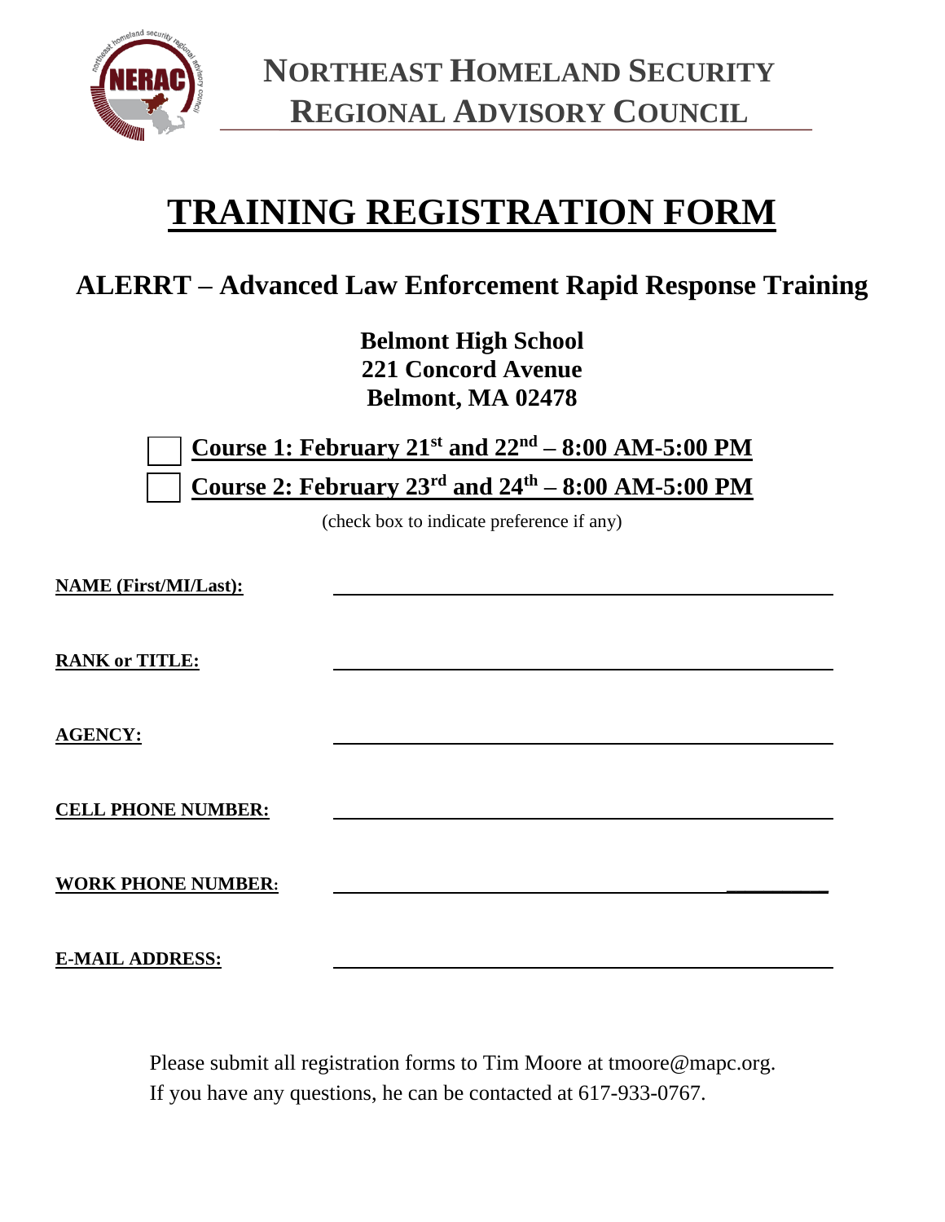**NORTHEAST HOMELAND SECURITY REGIONAL ADVISORY COUNCIL**

# TRAINING REGISTRATION FORM

## ALERRT – Advanced Law Enforcement Rapid Response Training

**Belmont High School**
**221 Concord Avenue**
**Belmont, MA 02478**

☐ **Course 1: February 21st and 22nd – 8:00 AM-5:00 PM**

☐ **Course 2: February 23rd and 24th – 8:00 AM-5:00 PM**

(check box to indicate preference if any)

**NAME (First/MI/Last):** ______________________________

**RANK or TITLE:** ______________________________

**AGENCY:** ______________________________

**CELL PHONE NUMBER:** ______________________________

**WORK PHONE NUMBER:** ______________________________

**E-MAIL ADDRESS:** ______________________________

Please submit all registration forms to Tim Moore at tmoore@mapc.org.
If you have any questions, he can be contacted at 617-933-0767.